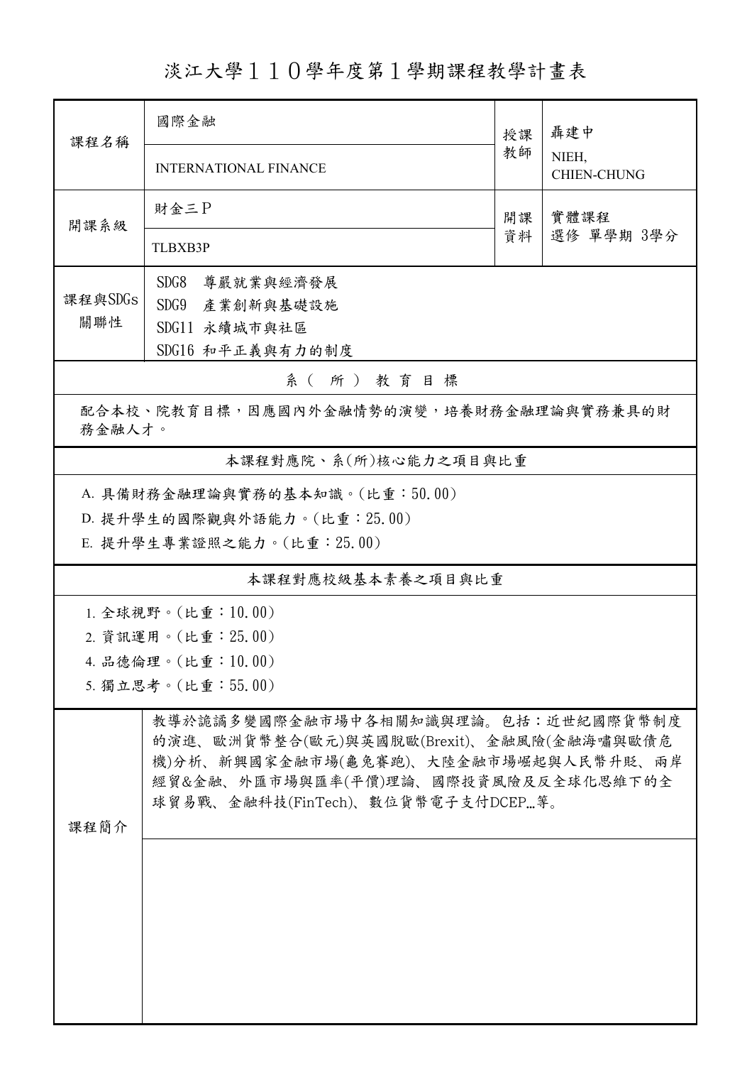# 淡江大學110學年度第1學期課程教學計畫表

| | | | |
|---|---|---|---|
| 課程名稱 | 國際金融<br>INTERNATIONAL FINANCE | 授課教師 | 聶建中<br>NIEH, CHIEN-CHUNG |
| 開課系級 | 財金三P<br>TLBXB3P | 開課資料 | 實體課程<br>選修 單學期 3學分 |
| 課程與SDGs關聯性 | SDG8 尊嚴就業與經濟發展<br>SDG9 產業創新與基礎設施<br>SDG11 永續城市與社區<br>SDG16 和平正義與有力的制度 | | |

## 系（所）教育目標

配合本校、院教育目標，因應國內外金融情勢的演變，培養財務金融理論與實務兼具的財務金融人才。

## 本課程對應院、系(所)核心能力之項目與比重

A. 具備財務金融理論與實務的基本知識。(比重：50.00)

D. 提升學生的國際觀與外語能力。(比重：25.00)

E. 提升學生專業證照之能力。(比重：25.00)

## 本課程對應校級基本素養之項目與比重

1. 全球視野。(比重：10.00)
2. 資訊運用。(比重：25.00)
4. 品德倫理。(比重：10.00)
5. 獨立思考。(比重：55.00)

## 課程簡介

教導於詭譎多變國際金融市場中各相關知識與理論。包括：近世紀國際貨幣制度的演進、歐洲貨幣整合(歐元)與英國脫歐(Brexit)、金融風險(金融海嘯與歐債危機)分析、新興國家金融市場(龜兔賽跑)、大陸金融市場崛起與人民幣升貶、兩岸經貿&金融、外匯市場與匯率(平價)理論、國際投資風險及反全球化思維下的全球貿易戰、金融科技(FinTech)、數位貨幣電子支付DCEP…等。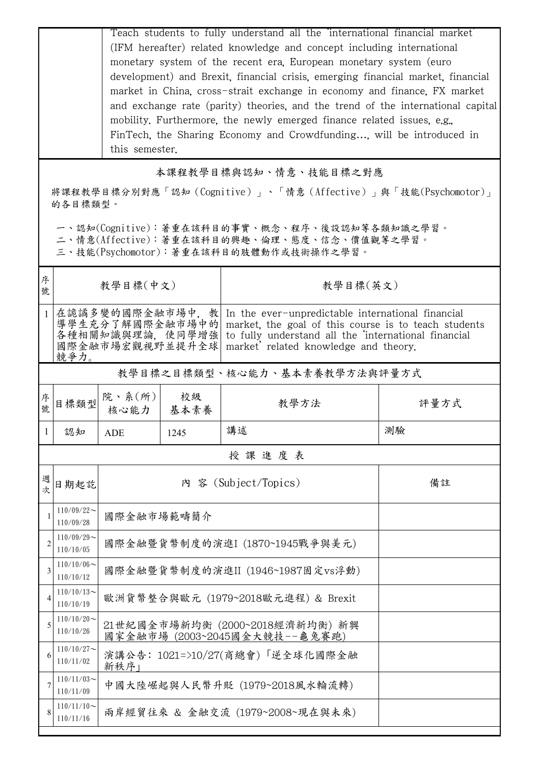| | |
|---|---|
| | Teach students to fully understand all the 'international financial market' (IFM hereafter) related knowledge and concept including international monetary system of the recent era, European monetary system (euro development) and Brexit, financial crisis, emerging financial market, financial market in China, cross-strait exchange in economy and finance, FX market and exchange rate (parity) theories, and the trend of the international capital mobility. Furthermore, the newly emerged finance related issues, e.g., FinTech, the Sharing Economy and Crowdfunding..., will be introduced in this semester. |

## 本課程教學目標與認知、情意、技能目標之對應

將課程教學目標分別對應「認知（Cognitive）」、「情意（Affective）」與「技能(Psychomotor)」的各目標類型。

一、認知(Cognitive)：著重在該科目的事實、概念、程序、後設認知等各類知識之學習。
二、情意(Affective)：著重在該科目的興趣、倫理、態度、信念、價值觀等之學習。
三、技能(Psychomotor)：著重在該科目的肢體動作或技術操作之學習。

| 序號 | 教學目標(中文) | 教學目標(英文) |
|---|---|---|
| 1 | 在詭譎多變的國際金融市場中，教導學生充分了解國際金融市場中的各種相關知識與理論，使同學增強國際金融市場宏觀視野並提升全球競爭力。 | In the ever-unpredictable international financial market, the goal of this course is to teach students to fully understand all the 'international financial market' related knowledge and theory. |

## 教學目標之目標類型、核心能力、基本素養教學方法與評量方式

| 序號 | 目標類型 | 院、系(所)核心能力 | 校級基本素養 | 教學方法 | 評量方式 |
|---|---|---|---|---|---|
| 1 | 認知 | ADE | 1245 | 講述 | 測驗 |

## 授 課 進 度 表

| 週次 | 日期起訖 | 內 容 (Subject/Topics) | 備註 |
|---|---|---|---|
| 1 | 110/09/22～110/09/28 | 國際金融市場範疇簡介 | |
| 2 | 110/09/29～110/10/05 | 國際金融暨貨幣制度的演進I (1870~1945戰爭與美元) | |
| 3 | 110/10/06～110/10/12 | 國際金融暨貨幣制度的演進II (1946~1987固定vs浮動) | |
| 4 | 110/10/13～110/10/19 | 歐洲貨幣整合與歐元 (1979~2018歐元進程) & Brexit | |
| 5 | 110/10/20～110/10/26 | 21世紀國金市場新均衡 (2000~2018經濟新均衡) 新興國家金融市場 (2003~2045國金大競技--龜兔賽跑) | |
| 6 | 110/10/27～110/11/02 | 演講公告：1021=>10/27(商總會)「逆全球化國際金融新秩序」 | |
| 7 | 110/11/03～110/11/09 | 中國大陸崛起與人民幣升貶 (1979~2018風水輪流轉) | |
| 8 | 110/11/10～110/11/16 | 兩岸經貿往來 & 金融交流 (1979~2008~現在與未來) | |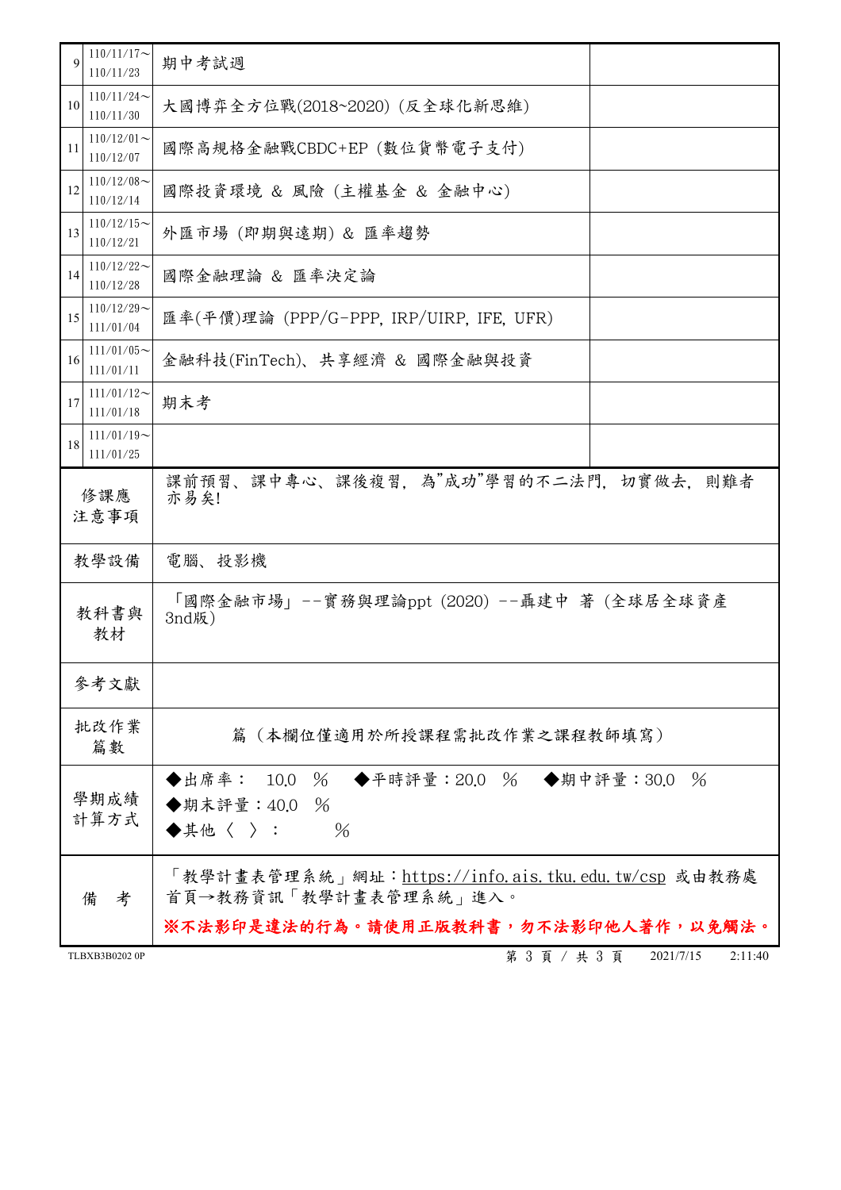| | | | |
|---|---|---|---|
| 9 | 110/11/17～<br>110/11/23 | 期中考試週 | |
| 10 | 110/11/24～<br>110/11/30 | 大國博弈全方位戰(2018~2020) (反全球化新思維) | |
| 11 | 110/12/01～<br>110/12/07 | 國際高規格金融戰CBDC+EP (數位貨幣電子支付) | |
| 12 | 110/12/08～<br>110/12/14 | 國際投資環境 & 風險 (主權基金 & 金融中心) | |
| 13 | 110/12/15～<br>110/12/21 | 外匯市場 (即期與遠期) & 匯率趨勢 | |
| 14 | 110/12/22～<br>110/12/28 | 國際金融理論 & 匯率決定論 | |
| 15 | 110/12/29～<br>111/01/04 | 匯率(平價)理論 (PPP/G-PPP, IRP/UIRP, IFE, UFR) | |
| 16 | 111/01/05～<br>111/01/11 | 金融科技(FinTech)、共享經濟 & 國際金融與投資 | |
| 17 | 111/01/12～<br>111/01/18 | 期末考 | |
| 18 | 111/01/19～<br>111/01/25 | | |

| | |
|---|---|
| 修課應注意事項 | 課前預習、課中專心、課後複習，為"成功"學習的不二法門，切實做去，則難者亦易矣! |
| 教學設備 | 電腦、投影機 |
| 教科書與教材 | 「國際金融市場」--實務與理論ppt (2020) --聶建中 著 (全球居全球資產 3nd版) |
| 參考文獻 | |
| 批改作業篇數 | 篇（本欄位僅適用於所授課程需批改作業之課程教師填寫） |
| 學期成績計算方式 | ◆出席率： 10.0 ％ ◆平時評量：20.0 ％ ◆期中評量：30.0 ％<br>◆期末評量：40.0 ％<br>◆其他〈 〉： ％ |
| 備 考 | 「教學計畫表管理系統」網址：https://info.ais.tku.edu.tw/csp 或由教務處首頁→教務資訊「教學計畫表管理系統」進入。<br>**※不法影印是違法的行為。請使用正版教科書，勿不法影印他人著作，以免觸法。** |

TLBXB3B0202 0P 2021/7/15 2:11:40